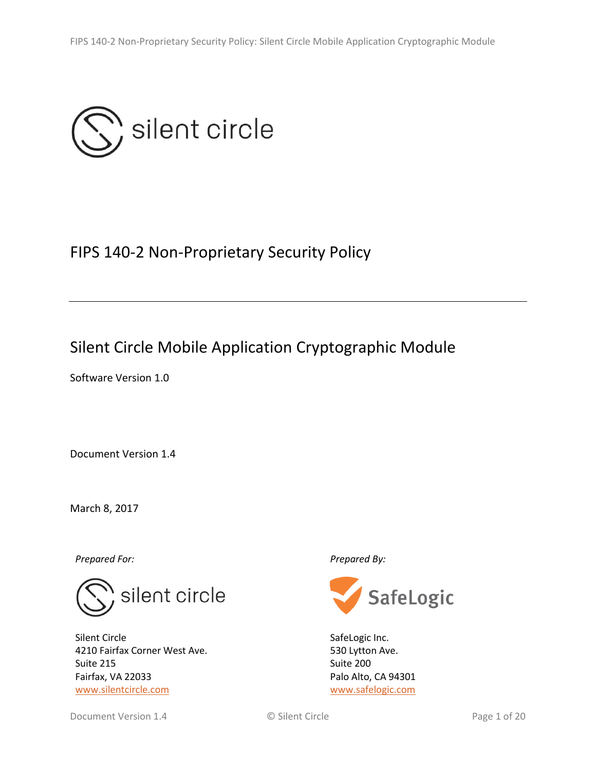silent circle

# FIPS 140-2 Non-Proprietary Security Policy

---

## Silent Circle Mobile Application Cryptographic Module

Software Version 1.0

Document Version 1.4

March 8, 2017

| *Prepared For:* | *Prepared By:* |
| --- | --- |
| silent circle | SafeLogic |
| Silent Circle<br>4210 Fairfax Corner West Ave.<br>Suite 215<br>Fairfax, VA 22033<br>www.silentcircle.com | SafeLogic Inc.<br>530 Lytton Ave.<br>Suite 200<br>Palo Alto, CA 94301<br>www.safelogic.com |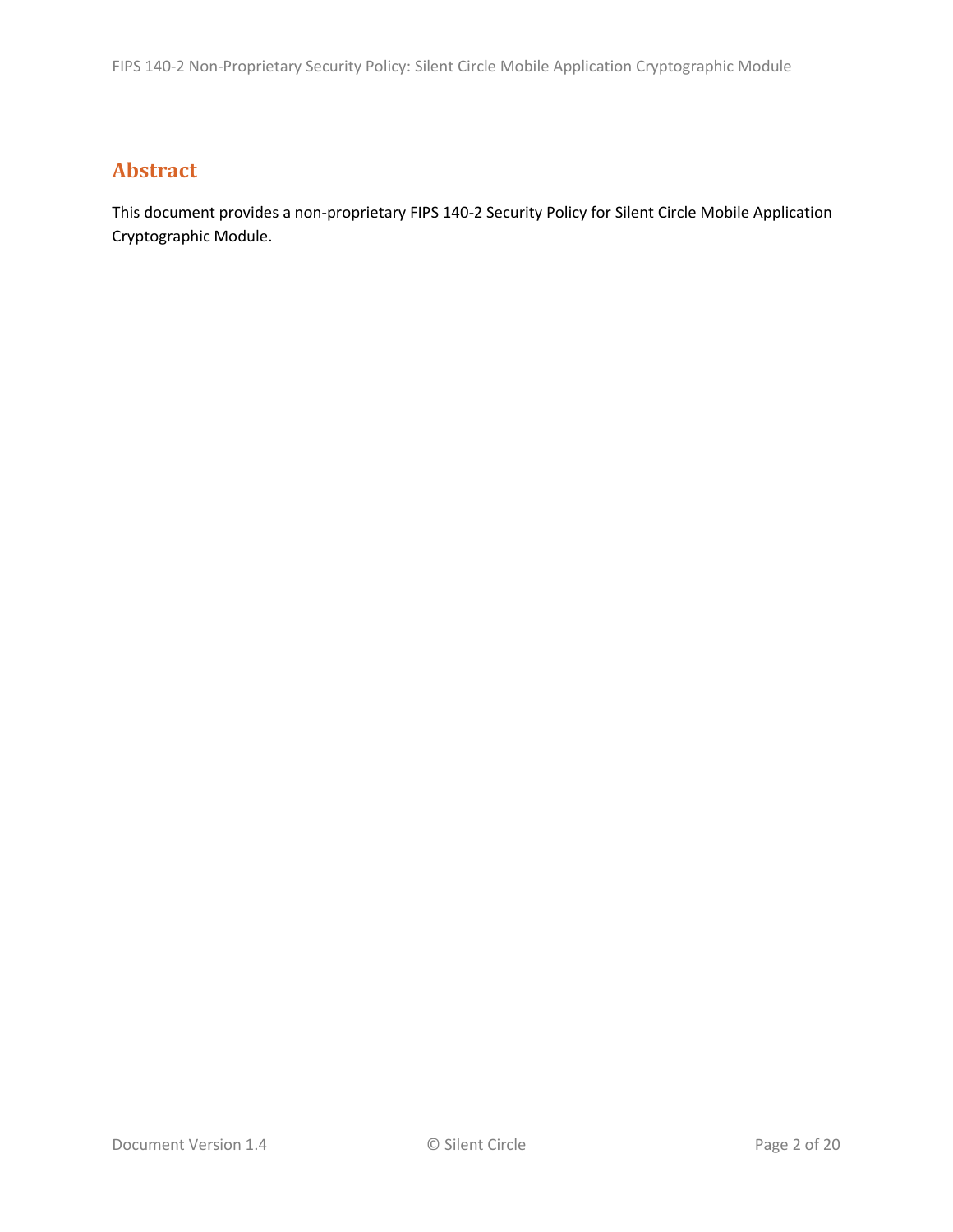# Abstract

This document provides a non-proprietary FIPS 140-2 Security Policy for Silent Circle Mobile Application Cryptographic Module.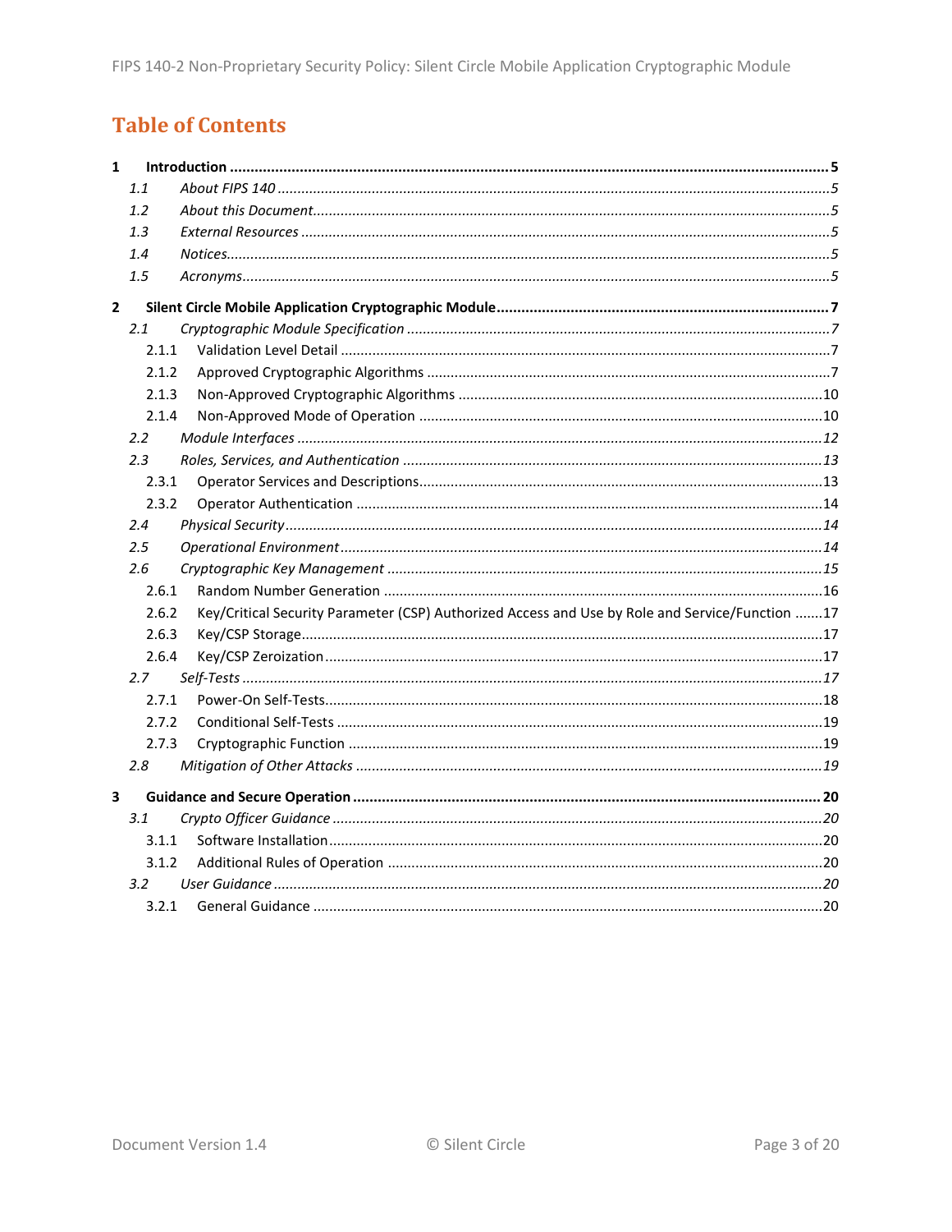# Table of Contents

**1 Introduction .......... 5**

*1.1 About FIPS 140 .......... 5*

*1.2 About this Document .......... 5*

*1.3 External Resources .......... 5*

*1.4 Notices .......... 5*

*1.5 Acronyms .......... 5*

**2 Silent Circle Mobile Application Cryptographic Module .......... 7**

*2.1 Cryptographic Module Specification .......... 7*

2.1.1 Validation Level Detail .......... 7

2.1.2 Approved Cryptographic Algorithms .......... 7

2.1.3 Non-Approved Cryptographic Algorithms .......... 10

2.1.4 Non-Approved Mode of Operation .......... 10

*2.2 Module Interfaces .......... 12*

*2.3 Roles, Services, and Authentication .......... 13*

2.3.1 Operator Services and Descriptions .......... 13

2.3.2 Operator Authentication .......... 14

*2.4 Physical Security .......... 14*

*2.5 Operational Environment .......... 14*

*2.6 Cryptographic Key Management .......... 15*

2.6.1 Random Number Generation .......... 16

2.6.2 Key/Critical Security Parameter (CSP) Authorized Access and Use by Role and Service/Function .......... 17

2.6.3 Key/CSP Storage .......... 17

2.6.4 Key/CSP Zeroization .......... 17

*2.7 Self-Tests .......... 17*

2.7.1 Power-On Self-Tests .......... 18

2.7.2 Conditional Self-Tests .......... 19

2.7.3 Cryptographic Function .......... 19

*2.8 Mitigation of Other Attacks .......... 19*

**3 Guidance and Secure Operation .......... 20**

*3.1 Crypto Officer Guidance .......... 20*

3.1.1 Software Installation .......... 20

3.1.2 Additional Rules of Operation .......... 20

*3.2 User Guidance .......... 20*

3.2.1 General Guidance .......... 20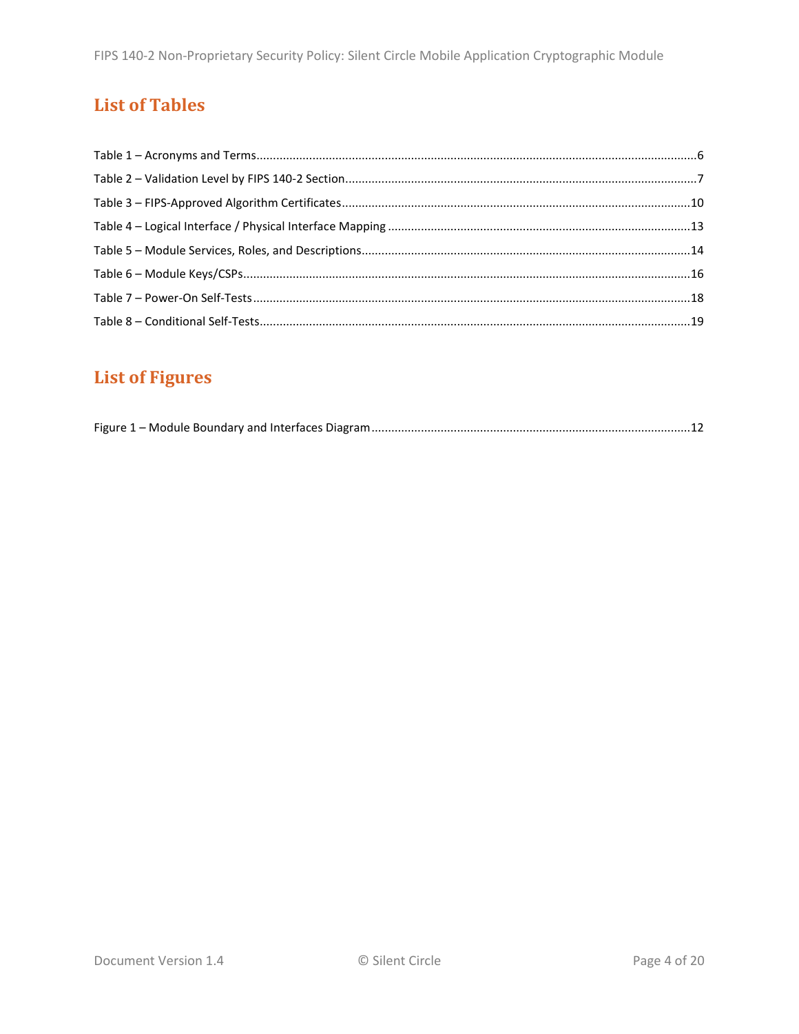## List of Tables

Table 1 – Acronyms and Terms....................................................................................................................6
Table 2 – Validation Level by FIPS 140-2 Section..........................................................................................7
Table 3 – FIPS-Approved Algorithm Certificates.........................................................................................10
Table 4 – Logical Interface / Physical Interface Mapping ...........................................................................13
Table 5 – Module Services, Roles, and Descriptions...................................................................................14
Table 6 – Module Keys/CSPs......................................................................................................................16
Table 7 – Power-On Self-Tests...................................................................................................................18
Table 8 – Conditional Self-Tests.................................................................................................................19

## List of Figures

Figure 1 – Module Boundary and Interfaces Diagram ................................................................................12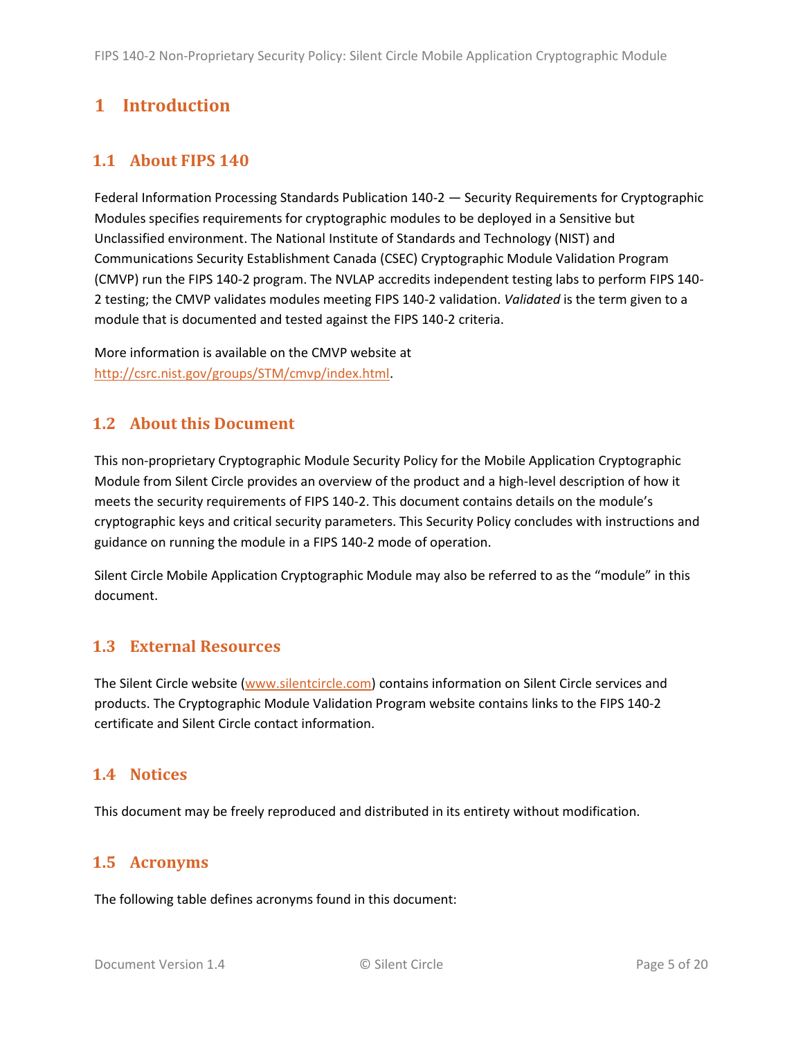# 1 Introduction

## 1.1 About FIPS 140

Federal Information Processing Standards Publication 140-2 — Security Requirements for Cryptographic Modules specifies requirements for cryptographic modules to be deployed in a Sensitive but Unclassified environment. The National Institute of Standards and Technology (NIST) and Communications Security Establishment Canada (CSEC) Cryptographic Module Validation Program (CMVP) run the FIPS 140-2 program. The NVLAP accredits independent testing labs to perform FIPS 140-2 testing; the CMVP validates modules meeting FIPS 140-2 validation. *Validated* is the term given to a module that is documented and tested against the FIPS 140-2 criteria.

More information is available on the CMVP website at http://csrc.nist.gov/groups/STM/cmvp/index.html.

## 1.2 About this Document

This non-proprietary Cryptographic Module Security Policy for the Mobile Application Cryptographic Module from Silent Circle provides an overview of the product and a high-level description of how it meets the security requirements of FIPS 140-2. This document contains details on the module's cryptographic keys and critical security parameters. This Security Policy concludes with instructions and guidance on running the module in a FIPS 140-2 mode of operation.

Silent Circle Mobile Application Cryptographic Module may also be referred to as the "module" in this document.

## 1.3 External Resources

The Silent Circle website (www.silentcircle.com) contains information on Silent Circle services and products. The Cryptographic Module Validation Program website contains links to the FIPS 140-2 certificate and Silent Circle contact information.

## 1.4 Notices

This document may be freely reproduced and distributed in its entirety without modification.

## 1.5 Acronyms

The following table defines acronyms found in this document: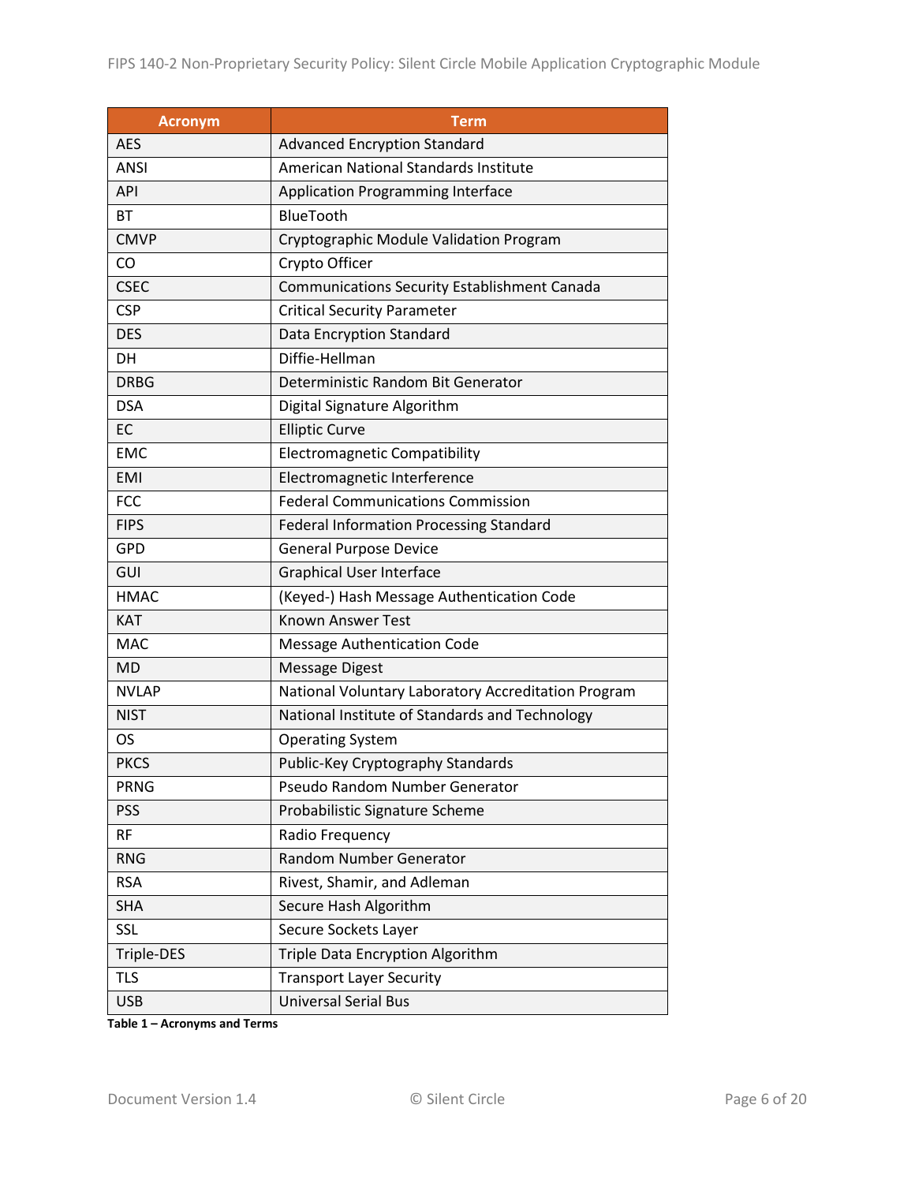| Acronym | Term |
|---|---|
| AES | Advanced Encryption Standard |
| ANSI | American National Standards Institute |
| API | Application Programming Interface |
| BT | BlueTooth |
| CMVP | Cryptographic Module Validation Program |
| CO | Crypto Officer |
| CSEC | Communications Security Establishment Canada |
| CSP | Critical Security Parameter |
| DES | Data Encryption Standard |
| DH | Diffie-Hellman |
| DRBG | Deterministic Random Bit Generator |
| DSA | Digital Signature Algorithm |
| EC | Elliptic Curve |
| EMC | Electromagnetic Compatibility |
| EMI | Electromagnetic Interference |
| FCC | Federal Communications Commission |
| FIPS | Federal Information Processing Standard |
| GPD | General Purpose Device |
| GUI | Graphical User Interface |
| HMAC | (Keyed-) Hash Message Authentication Code |
| KAT | Known Answer Test |
| MAC | Message Authentication Code |
| MD | Message Digest |
| NVLAP | National Voluntary Laboratory Accreditation Program |
| NIST | National Institute of Standards and Technology |
| OS | Operating System |
| PKCS | Public-Key Cryptography Standards |
| PRNG | Pseudo Random Number Generator |
| PSS | Probabilistic Signature Scheme |
| RF | Radio Frequency |
| RNG | Random Number Generator |
| RSA | Rivest, Shamir, and Adleman |
| SHA | Secure Hash Algorithm |
| SSL | Secure Sockets Layer |
| Triple-DES | Triple Data Encryption Algorithm |
| TLS | Transport Layer Security |
| USB | Universal Serial Bus |

**Table 1 – Acronyms and Terms**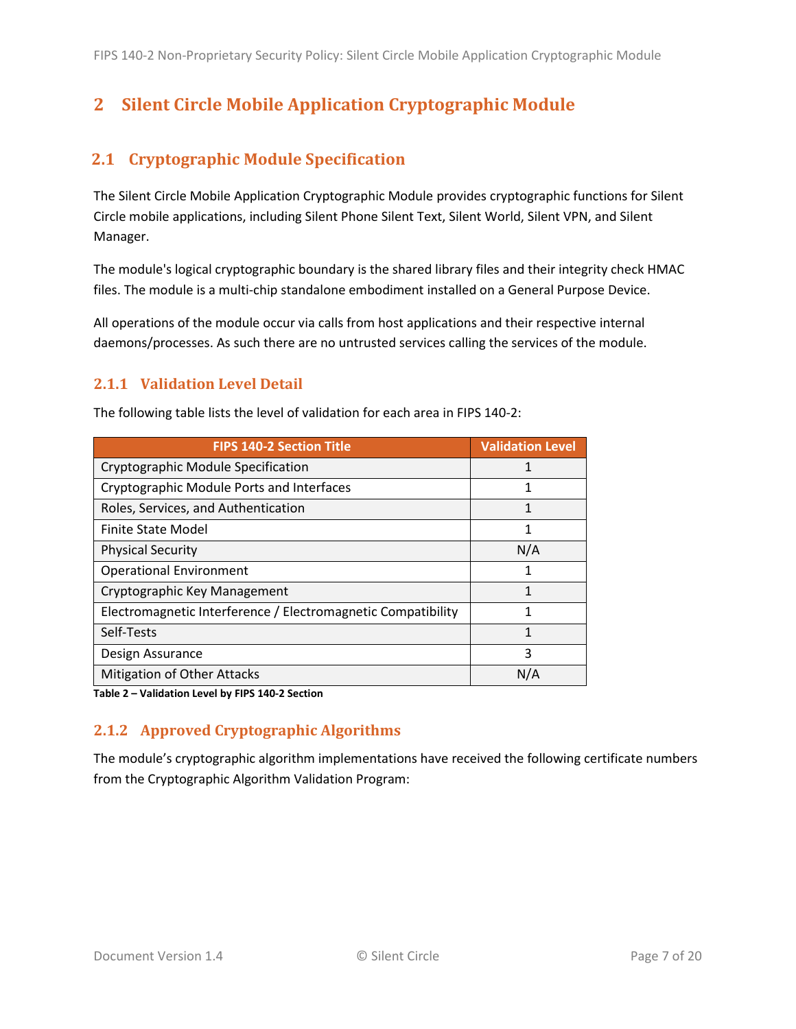# 2 Silent Circle Mobile Application Cryptographic Module

## 2.1 Cryptographic Module Specification

The Silent Circle Mobile Application Cryptographic Module provides cryptographic functions for Silent Circle mobile applications, including Silent Phone Silent Text, Silent World, Silent VPN, and Silent Manager.

The module's logical cryptographic boundary is the shared library files and their integrity check HMAC files. The module is a multi-chip standalone embodiment installed on a General Purpose Device.

All operations of the module occur via calls from host applications and their respective internal daemons/processes. As such there are no untrusted services calling the services of the module.

### 2.1.1 Validation Level Detail

The following table lists the level of validation for each area in FIPS 140-2:

| FIPS 140-2 Section Title | Validation Level |
|---|---|
| Cryptographic Module Specification | 1 |
| Cryptographic Module Ports and Interfaces | 1 |
| Roles, Services, and Authentication | 1 |
| Finite State Model | 1 |
| Physical Security | N/A |
| Operational Environment | 1 |
| Cryptographic Key Management | 1 |
| Electromagnetic Interference / Electromagnetic Compatibility | 1 |
| Self-Tests | 1 |
| Design Assurance | 3 |
| Mitigation of Other Attacks | N/A |

**Table 2 – Validation Level by FIPS 140-2 Section**

### 2.1.2 Approved Cryptographic Algorithms

The module's cryptographic algorithm implementations have received the following certificate numbers from the Cryptographic Algorithm Validation Program: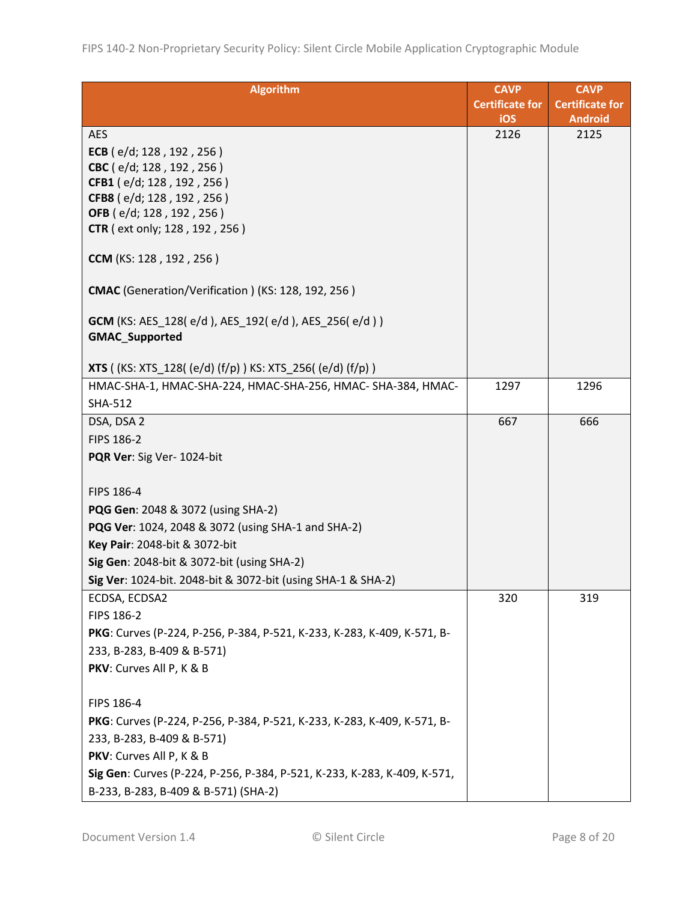| Algorithm | CAVP Certificate for iOS | CAVP Certificate for Android |
| --- | --- | --- |
| AES<br>**ECB** ( e/d; 128 , 192 , 256 )<br>**CBC** ( e/d; 128 , 192 , 256 )<br>**CFB1** ( e/d; 128 , 192 , 256 )<br>**CFB8** ( e/d; 128 , 192 , 256 )<br>**OFB** ( e/d; 128 , 192 , 256 )<br>**CTR** ( ext only; 128 , 192 , 256 )<br><br>**CCM** (KS: 128 , 192 , 256 )<br><br>**CMAC** (Generation/Verification ) (KS: 128, 192, 256 )<br><br>**GCM** (KS: AES_128( e/d ), AES_192( e/d ), AES_256( e/d ) )<br>**GMAC_Supported**<br><br>**XTS** ( (KS: XTS_128( (e/d) (f/p) ) KS: XTS_256( (e/d) (f/p) ) | 2126 | 2125 |
| HMAC-SHA-1, HMAC-SHA-224, HMAC-SHA-256, HMAC- SHA-384, HMAC-SHA-512 | 1297 | 1296 |
| DSA, DSA 2<br>FIPS 186-2<br>**PQR Ver**: Sig Ver- 1024-bit<br><br>FIPS 186-4<br>**PQG Gen**: 2048 & 3072 (using SHA-2)<br>**PQG Ver**: 1024, 2048 & 3072 (using SHA-1 and SHA-2)<br>**Key Pair**: 2048-bit & 3072-bit<br>**Sig Gen**: 2048-bit & 3072-bit (using SHA-2)<br>**Sig Ver**: 1024-bit. 2048-bit & 3072-bit (using SHA-1 & SHA-2) | 667 | 666 |
| ECDSA, ECDSA2<br>FIPS 186-2<br>**PKG**: Curves (P-224, P-256, P-384, P-521, K-233, K-283, K-409, K-571, B-233, B-283, B-409 & B-571)<br>**PKV**: Curves All P, K & B<br><br>FIPS 186-4<br>**PKG**: Curves (P-224, P-256, P-384, P-521, K-233, K-283, K-409, K-571, B-233, B-283, B-409 & B-571)<br>**PKV**: Curves All P, K & B<br>**Sig Gen**: Curves (P-224, P-256, P-384, P-521, K-233, K-283, K-409, K-571, B-233, B-283, B-409 & B-571) (SHA-2) | 320 | 319 |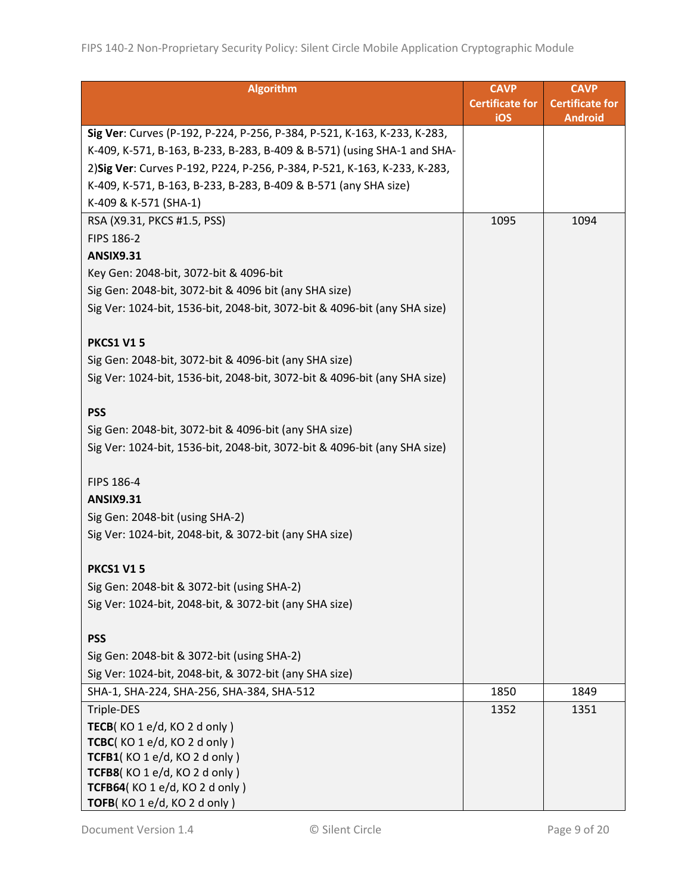| Algorithm | CAVP Certificate for iOS | CAVP Certificate for Android |
|---|---|---|
| **Sig Ver**: Curves (P-192, P-224, P-256, P-384, P-521, K-163, K-233, K-283, K-409, K-571, B-163, B-233, B-283, B-409 & B-571) (using SHA-1 and SHA-2)**Sig Ver**: Curves P-192, P224, P-256, P-384, P-521, K-163, K-233, K-283, K-409, K-571, B-163, B-233, B-283, B-409 & B-571 (any SHA size)<br>K-409 & K-571 (SHA-1) | | |
| RSA (X9.31, PKCS #1.5, PSS)<br>FIPS 186-2<br>**ANSIX9.31**<br>Key Gen: 2048-bit, 3072-bit & 4096-bit<br>Sig Gen: 2048-bit, 3072-bit & 4096 bit (any SHA size)<br>Sig Ver: 1024-bit, 1536-bit, 2048-bit, 3072-bit & 4096-bit (any SHA size)<br><br>**PKCS1 V1 5**<br>Sig Gen: 2048-bit, 3072-bit & 4096-bit (any SHA size)<br>Sig Ver: 1024-bit, 1536-bit, 2048-bit, 3072-bit & 4096-bit (any SHA size)<br><br>**PSS**<br>Sig Gen: 2048-bit, 3072-bit & 4096-bit (any SHA size)<br>Sig Ver: 1024-bit, 1536-bit, 2048-bit, 3072-bit & 4096-bit (any SHA size)<br><br>FIPS 186-4<br>**ANSIX9.31**<br>Sig Gen: 2048-bit (using SHA-2)<br>Sig Ver: 1024-bit, 2048-bit, & 3072-bit (any SHA size)<br><br>**PKCS1 V1 5**<br>Sig Gen: 2048-bit & 3072-bit (using SHA-2)<br>Sig Ver: 1024-bit, 2048-bit, & 3072-bit (any SHA size)<br><br>**PSS**<br>Sig Gen: 2048-bit & 3072-bit (using SHA-2)<br>Sig Ver: 1024-bit, 2048-bit, & 3072-bit (any SHA size) | 1095 | 1094 |
| SHA-1, SHA-224, SHA-256, SHA-384, SHA-512 | 1850 | 1849 |
| Triple-DES<br>**TECB**( KO 1 e/d, KO 2 d only )<br>**TCBC**( KO 1 e/d, KO 2 d only )<br>**TCFB1**( KO 1 e/d, KO 2 d only )<br>**TCFB8**( KO 1 e/d, KO 2 d only )<br>**TCFB64**( KO 1 e/d, KO 2 d only )<br>**TOFB**( KO 1 e/d, KO 2 d only ) | 1352 | 1351 |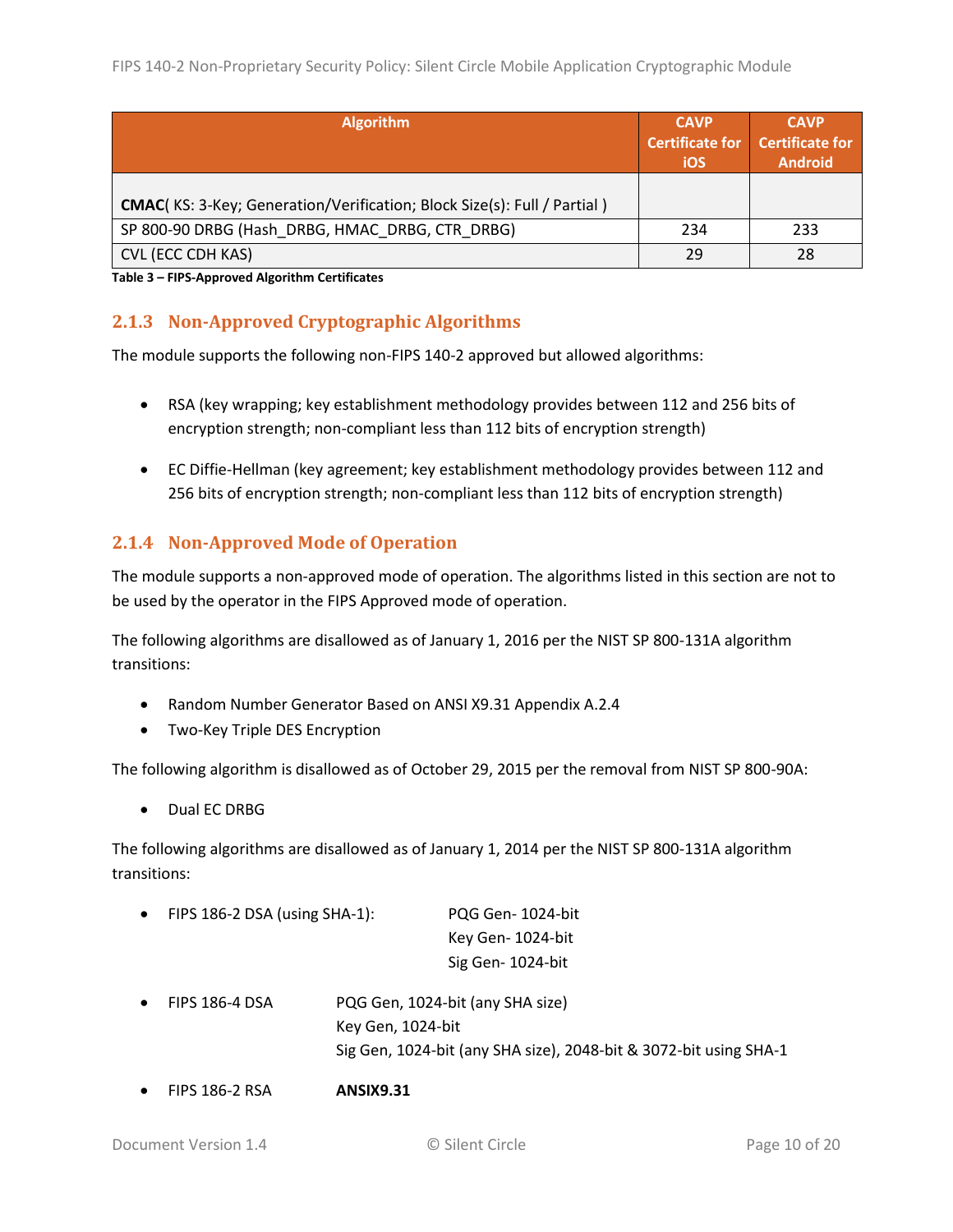| Algorithm | CAVP Certificate for iOS | CAVP Certificate for Android |
|---|---|---|
| **CMAC**( KS: 3-Key; Generation/Verification; Block Size(s): Full / Partial ) | | |
| SP 800-90 DRBG (Hash_DRBG, HMAC_DRBG, CTR_DRBG) | 234 | 233 |
| CVL (ECC CDH KAS) | 29 | 28 |

**Table 3 – FIPS-Approved Algorithm Certificates**

### 2.1.3 Non-Approved Cryptographic Algorithms

The module supports the following non-FIPS 140-2 approved but allowed algorithms:

- RSA (key wrapping; key establishment methodology provides between 112 and 256 bits of encryption strength; non-compliant less than 112 bits of encryption strength)
- EC Diffie-Hellman (key agreement; key establishment methodology provides between 112 and 256 bits of encryption strength; non-compliant less than 112 bits of encryption strength)

### 2.1.4 Non-Approved Mode of Operation

The module supports a non-approved mode of operation. The algorithms listed in this section are not to be used by the operator in the FIPS Approved mode of operation.

The following algorithms are disallowed as of January 1, 2016 per the NIST SP 800-131A algorithm transitions:

- Random Number Generator Based on ANSI X9.31 Appendix A.2.4
- Two-Key Triple DES Encryption

The following algorithm is disallowed as of October 29, 2015 per the removal from NIST SP 800-90A:

- Dual EC DRBG

The following algorithms are disallowed as of January 1, 2014 per the NIST SP 800-131A algorithm transitions:

- FIPS 186-2 DSA (using SHA-1): PQG Gen- 1024-bit
  Key Gen- 1024-bit
  Sig Gen- 1024-bit
- FIPS 186-4 DSA PQG Gen, 1024-bit (any SHA size)
  Key Gen, 1024-bit
  Sig Gen, 1024-bit (any SHA size), 2048-bit & 3072-bit using SHA-1
- FIPS 186-2 RSA **ANSIX9.31**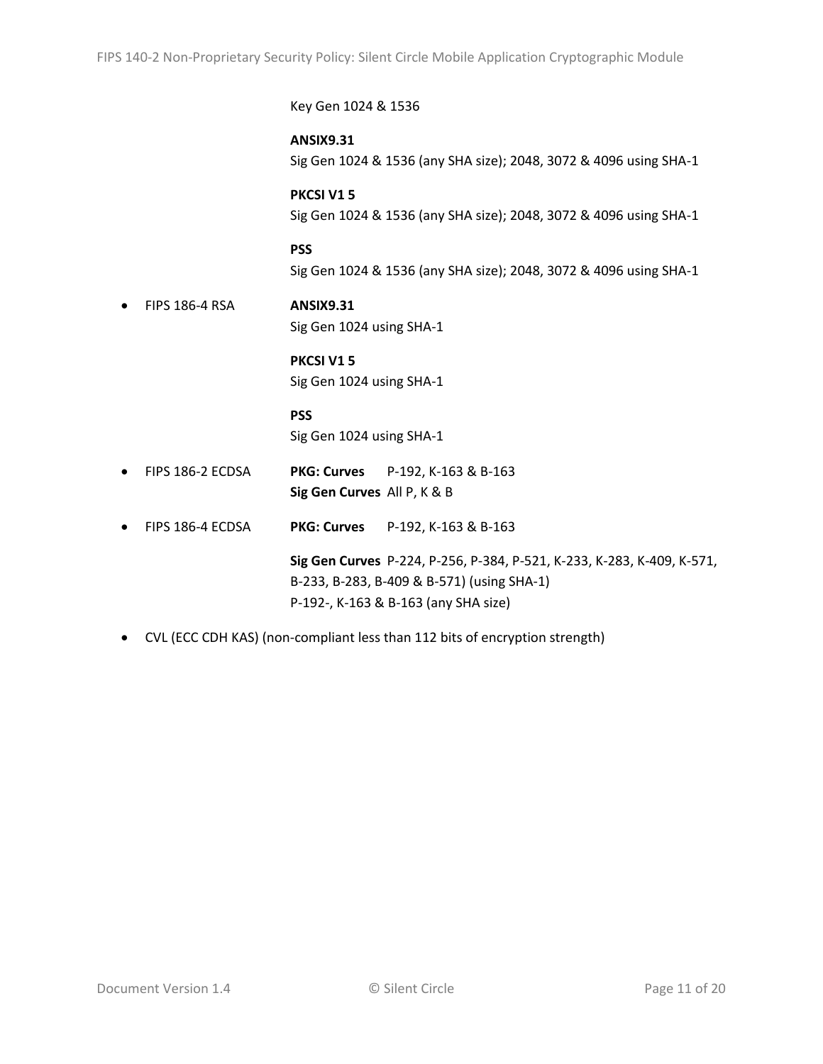Key Gen 1024 & 1536

**ANSIX9.31**
Sig Gen 1024 & 1536 (any SHA size); 2048, 3072 & 4096 using SHA-1

**PKCSI V1 5**
Sig Gen 1024 & 1536 (any SHA size); 2048, 3072 & 4096 using SHA-1

**PSS**
Sig Gen 1024 & 1536 (any SHA size); 2048, 3072 & 4096 using SHA-1

- FIPS 186-4 RSA

  **ANSIX9.31**
  Sig Gen 1024 using SHA-1

  **PKCSI V1 5**
  Sig Gen 1024 using SHA-1

  **PSS**
  Sig Gen 1024 using SHA-1

- FIPS 186-2 ECDSA

  **PKG: Curves** P-192, K-163 & B-163
  **Sig Gen Curves** All P, K & B

- FIPS 186-4 ECDSA

  **PKG: Curves** P-192, K-163 & B-163

  **Sig Gen Curves** P-224, P-256, P-384, P-521, K-233, K-283, K-409, K-571, B-233, B-283, B-409 & B-571) (using SHA-1)
  P-192-, K-163 & B-163 (any SHA size)

- CVL (ECC CDH KAS) (non-compliant less than 112 bits of encryption strength)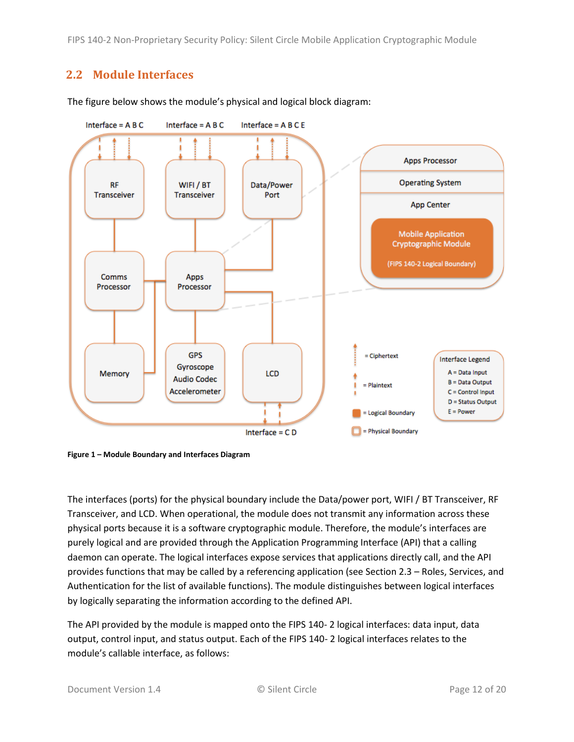## 2.2 Module Interfaces

The figure below shows the module's physical and logical block diagram:

**Figure 1 – Module Boundary and Interfaces Diagram**

The interfaces (ports) for the physical boundary include the Data/power port, WIFI / BT Transceiver, RF Transceiver, and LCD. When operational, the module does not transmit any information across these physical ports because it is a software cryptographic module. Therefore, the module's interfaces are purely logical and are provided through the Application Programming Interface (API) that a calling daemon can operate. The logical interfaces expose services that applications directly call, and the API provides functions that may be called by a referencing application (see Section 2.3 – Roles, Services, and Authentication for the list of available functions). The module distinguishes between logical interfaces by logically separating the information according to the defined API.

The API provided by the module is mapped onto the FIPS 140- 2 logical interfaces: data input, data output, control input, and status output. Each of the FIPS 140- 2 logical interfaces relates to the module's callable interface, as follows: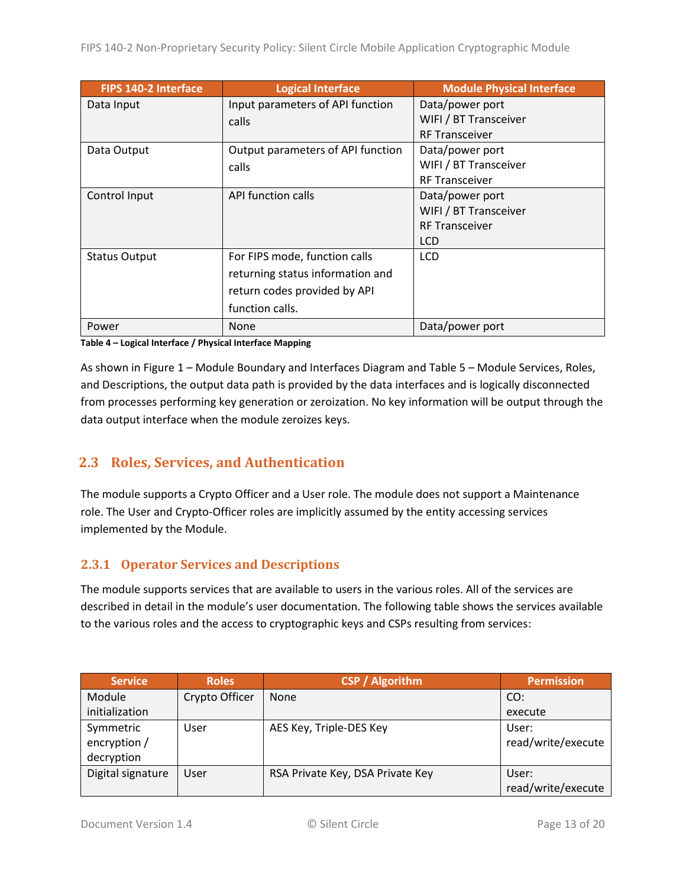| FIPS 140-2 Interface | Logical Interface | Module Physical Interface |
|---|---|---|
| Data Input | Input parameters of API function calls | Data/power port<br>WIFI / BT Transceiver<br>RF Transceiver |
| Data Output | Output parameters of API function calls | Data/power port<br>WIFI / BT Transceiver<br>RF Transceiver |
| Control Input | API function calls | Data/power port<br>WIFI / BT Transceiver<br>RF Transceiver<br>LCD |
| Status Output | For FIPS mode, function calls returning status information and return codes provided by API function calls. | LCD |
| Power | None | Data/power port |

**Table 4 – Logical Interface / Physical Interface Mapping**

As shown in Figure 1 – Module Boundary and Interfaces Diagram and Table 5 – Module Services, Roles, and Descriptions, the output data path is provided by the data interfaces and is logically disconnected from processes performing key generation or zeroization. No key information will be output through the data output interface when the module zeroizes keys.

## 2.3 Roles, Services, and Authentication

The module supports a Crypto Officer and a User role. The module does not support a Maintenance role. The User and Crypto-Officer roles are implicitly assumed by the entity accessing services implemented by the Module.

### 2.3.1 Operator Services and Descriptions

The module supports services that are available to users in the various roles. All of the services are described in detail in the module's user documentation. The following table shows the services available to the various roles and the access to cryptographic keys and CSPs resulting from services:

| Service | Roles | CSP / Algorithm | Permission |
|---|---|---|---|
| Module initialization | Crypto Officer | None | CO:<br>execute |
| Symmetric encryption / decryption | User | AES Key, Triple-DES Key | User:<br>read/write/execute |
| Digital signature | User | RSA Private Key, DSA Private Key | User:<br>read/write/execute |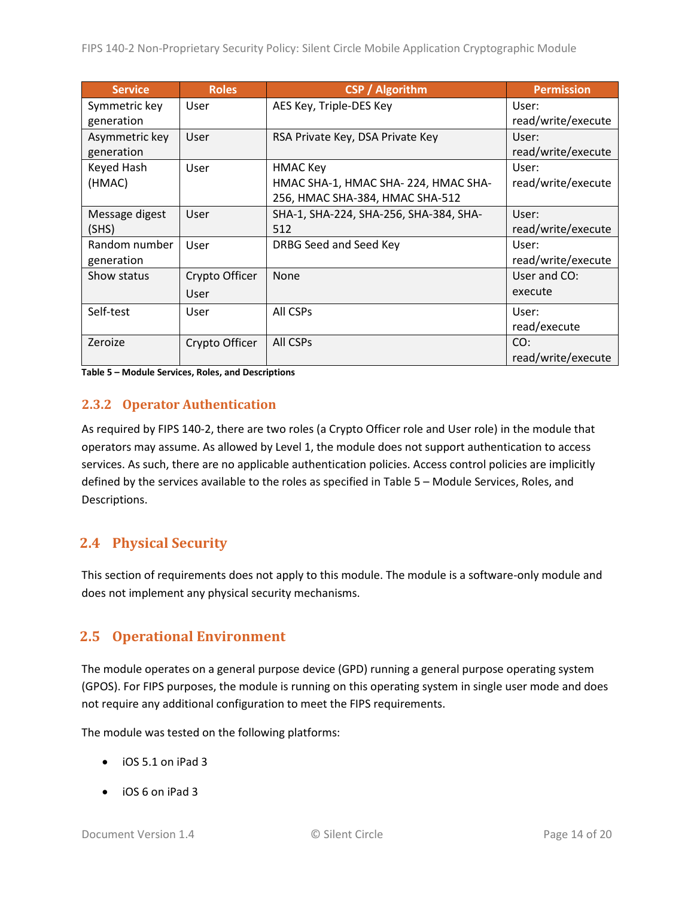| Service | Roles | CSP / Algorithm | Permission |
|---|---|---|---|
| Symmetric key generation | User | AES Key, Triple-DES Key | User: read/write/execute |
| Asymmetric key generation | User | RSA Private Key, DSA Private Key | User: read/write/execute |
| Keyed Hash (HMAC) | User | HMAC Key<br>HMAC SHA-1, HMAC SHA- 224, HMAC SHA-256, HMAC SHA-384, HMAC SHA-512 | User: read/write/execute |
| Message digest (SHS) | User | SHA-1, SHA-224, SHA-256, SHA-384, SHA-512 | User: read/write/execute |
| Random number generation | User | DRBG Seed and Seed Key | User: read/write/execute |
| Show status | Crypto Officer<br>User | None | User and CO: execute |
| Self-test | User | All CSPs | User: read/execute |
| Zeroize | Crypto Officer | All CSPs | CO: read/write/execute |

**Table 5 – Module Services, Roles, and Descriptions**

### 2.3.2 Operator Authentication

As required by FIPS 140-2, there are two roles (a Crypto Officer role and User role) in the module that operators may assume. As allowed by Level 1, the module does not support authentication to access services. As such, there are no applicable authentication policies. Access control policies are implicitly defined by the services available to the roles as specified in Table 5 – Module Services, Roles, and Descriptions.

## 2.4 Physical Security

This section of requirements does not apply to this module. The module is a software-only module and does not implement any physical security mechanisms.

## 2.5 Operational Environment

The module operates on a general purpose device (GPD) running a general purpose operating system (GPOS). For FIPS purposes, the module is running on this operating system in single user mode and does not require any additional configuration to meet the FIPS requirements.

The module was tested on the following platforms:

- iOS 5.1 on iPad 3
- iOS 6 on iPad 3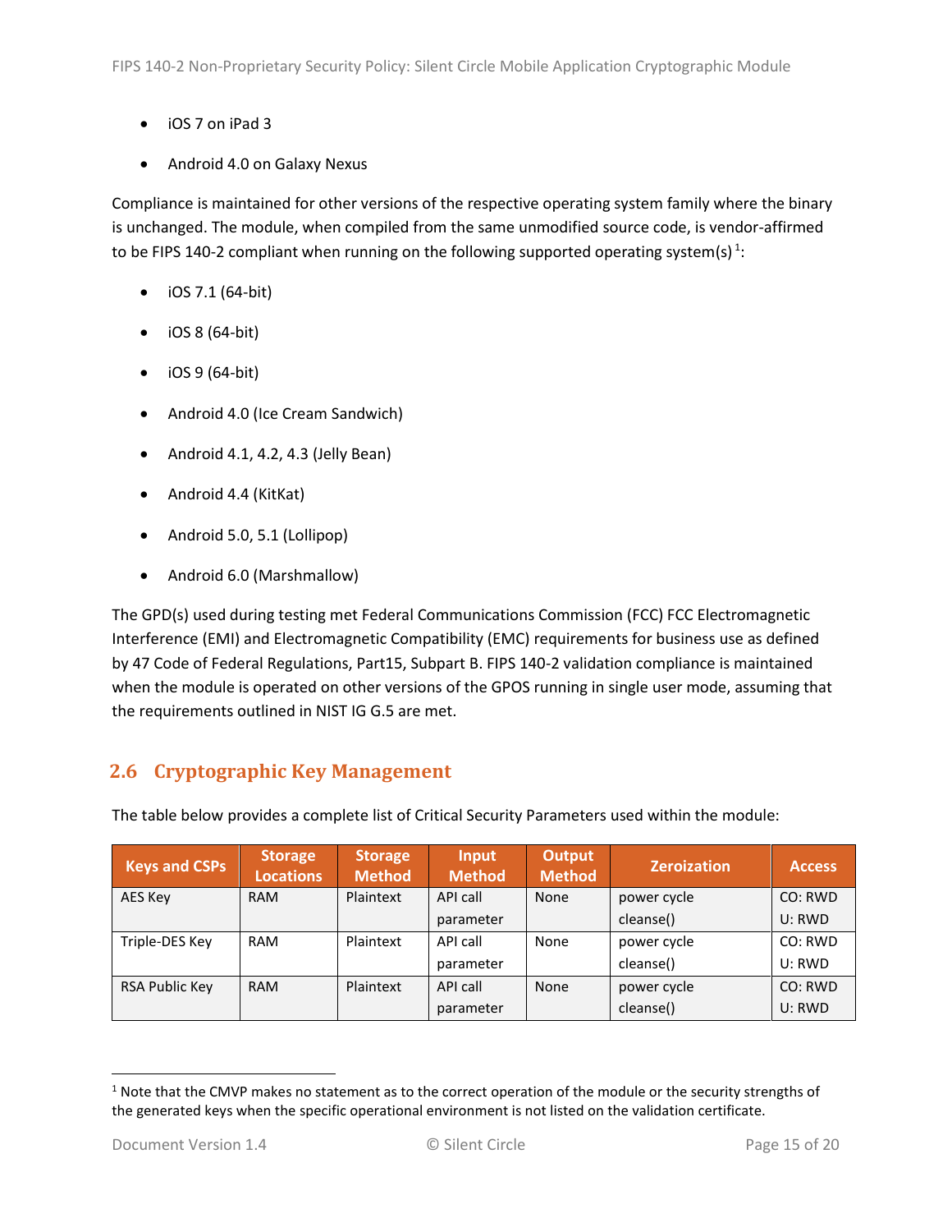- iOS 7 on iPad 3
- Android 4.0 on Galaxy Nexus

Compliance is maintained for other versions of the respective operating system family where the binary is unchanged. The module, when compiled from the same unmodified source code, is vendor-affirmed to be FIPS 140-2 compliant when running on the following supported operating system(s) [1]:

- iOS 7.1 (64-bit)
- iOS 8 (64-bit)
- iOS 9 (64-bit)
- Android 4.0 (Ice Cream Sandwich)
- Android 4.1, 4.2, 4.3 (Jelly Bean)
- Android 4.4 (KitKat)
- Android 5.0, 5.1 (Lollipop)
- Android 6.0 (Marshmallow)

The GPD(s) used during testing met Federal Communications Commission (FCC) FCC Electromagnetic Interference (EMI) and Electromagnetic Compatibility (EMC) requirements for business use as defined by 47 Code of Federal Regulations, Part15, Subpart B. FIPS 140-2 validation compliance is maintained when the module is operated on other versions of the GPOS running in single user mode, assuming that the requirements outlined in NIST IG G.5 are met.

## 2.6 Cryptographic Key Management

The table below provides a complete list of Critical Security Parameters used within the module:

| Keys and CSPs | Storage Locations | Storage Method | Input Method | Output Method | Zeroization | Access |
|---|---|---|---|---|---|---|
| AES Key | RAM | Plaintext | API call parameter | None | power cycle cleanse() | CO: RWD U: RWD |
| Triple-DES Key | RAM | Plaintext | API call parameter | None | power cycle cleanse() | CO: RWD U: RWD |
| RSA Public Key | RAM | Plaintext | API call parameter | None | power cycle cleanse() | CO: RWD U: RWD |

[1] Note that the CMVP makes no statement as to the correct operation of the module or the security strengths of the generated keys when the specific operational environment is not listed on the validation certificate.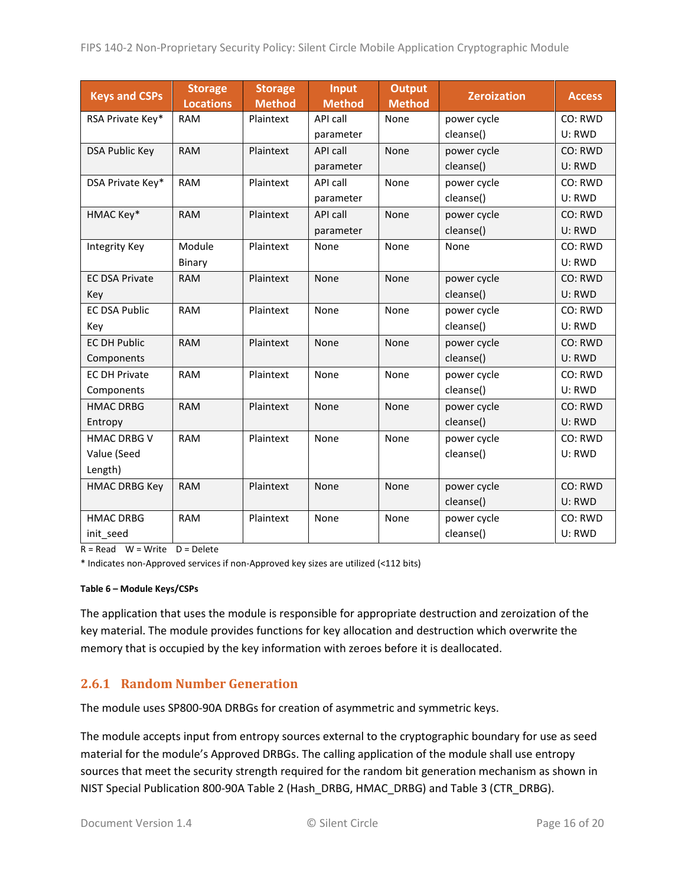| Keys and CSPs | Storage Locations | Storage Method | Input Method | Output Method | Zeroization | Access |
|---|---|---|---|---|---|---|
| RSA Private Key* | RAM | Plaintext | API call parameter | None | power cycle cleanse() | CO: RWD U: RWD |
| DSA Public Key | RAM | Plaintext | API call parameter | None | power cycle cleanse() | CO: RWD U: RWD |
| DSA Private Key* | RAM | Plaintext | API call parameter | None | power cycle cleanse() | CO: RWD U: RWD |
| HMAC Key* | RAM | Plaintext | API call parameter | None | power cycle cleanse() | CO: RWD U: RWD |
| Integrity Key | Module Binary | Plaintext | None | None | None | CO: RWD U: RWD |
| EC DSA Private Key | RAM | Plaintext | None | None | power cycle cleanse() | CO: RWD U: RWD |
| EC DSA Public Key | RAM | Plaintext | None | None | power cycle cleanse() | CO: RWD U: RWD |
| EC DH Public Components | RAM | Plaintext | None | None | power cycle cleanse() | CO: RWD U: RWD |
| EC DH Private Components | RAM | Plaintext | None | None | power cycle cleanse() | CO: RWD U: RWD |
| HMAC DRBG Entropy | RAM | Plaintext | None | None | power cycle cleanse() | CO: RWD U: RWD |
| HMAC DRBG V Value (Seed Length) | RAM | Plaintext | None | None | power cycle cleanse() | CO: RWD U: RWD |
| HMAC DRBG Key | RAM | Plaintext | None | None | power cycle cleanse() | CO: RWD U: RWD |
| HMAC DRBG init_seed | RAM | Plaintext | None | None | power cycle cleanse() | CO: RWD U: RWD |

R = Read W = Write D = Delete

* Indicates non-Approved services if non-Approved key sizes are utilized (<112 bits)

**Table 6 – Module Keys/CSPs**

The application that uses the module is responsible for appropriate destruction and zeroization of the key material. The module provides functions for key allocation and destruction which overwrite the memory that is occupied by the key information with zeroes before it is deallocated.

### 2.6.1 Random Number Generation

The module uses SP800-90A DRBGs for creation of asymmetric and symmetric keys.

The module accepts input from entropy sources external to the cryptographic boundary for use as seed material for the module's Approved DRBGs. The calling application of the module shall use entropy sources that meet the security strength required for the random bit generation mechanism as shown in NIST Special Publication 800-90A Table 2 (Hash_DRBG, HMAC_DRBG) and Table 3 (CTR_DRBG).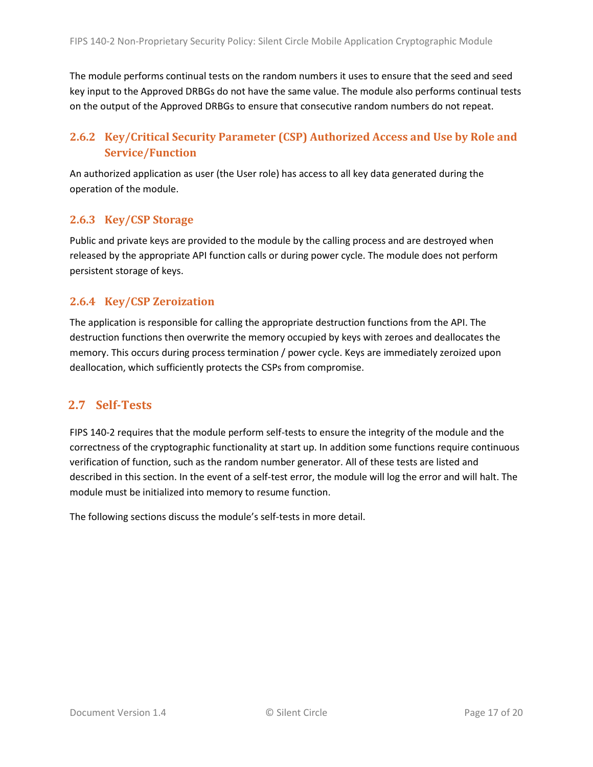The module performs continual tests on the random numbers it uses to ensure that the seed and seed key input to the Approved DRBGs do not have the same value. The module also performs continual tests on the output of the Approved DRBGs to ensure that consecutive random numbers do not repeat.

### 2.6.2 Key/Critical Security Parameter (CSP) Authorized Access and Use by Role and Service/Function

An authorized application as user (the User role) has access to all key data generated during the operation of the module.

### 2.6.3 Key/CSP Storage

Public and private keys are provided to the module by the calling process and are destroyed when released by the appropriate API function calls or during power cycle. The module does not perform persistent storage of keys.

### 2.6.4 Key/CSP Zeroization

The application is responsible for calling the appropriate destruction functions from the API. The destruction functions then overwrite the memory occupied by keys with zeroes and deallocates the memory. This occurs during process termination / power cycle. Keys are immediately zeroized upon deallocation, which sufficiently protects the CSPs from compromise.

## 2.7 Self-Tests

FIPS 140-2 requires that the module perform self-tests to ensure the integrity of the module and the correctness of the cryptographic functionality at start up. In addition some functions require continuous verification of function, such as the random number generator. All of these tests are listed and described in this section. In the event of a self-test error, the module will log the error and will halt. The module must be initialized into memory to resume function.

The following sections discuss the module's self-tests in more detail.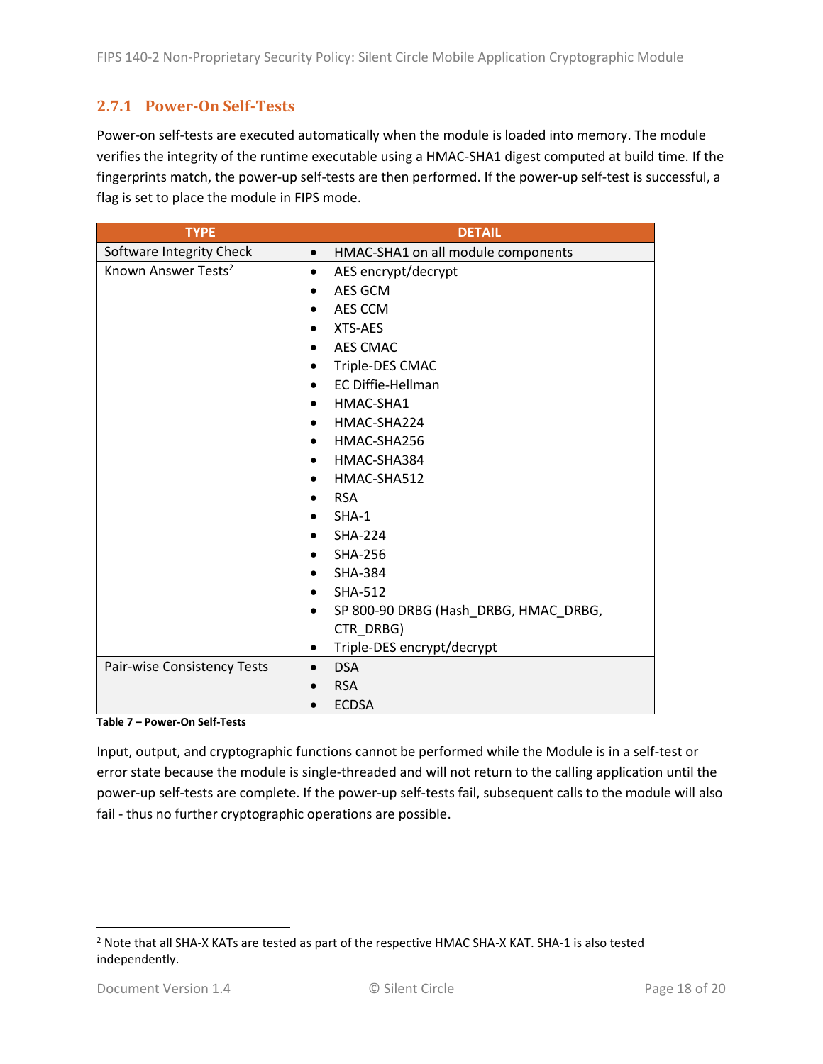### 2.7.1 Power-On Self-Tests

Power-on self-tests are executed automatically when the module is loaded into memory. The module verifies the integrity of the runtime executable using a HMAC-SHA1 digest computed at build time. If the fingerprints match, the power-up self-tests are then performed. If the power-up self-test is successful, a flag is set to place the module in FIPS mode.

| TYPE | DETAIL |
|---|---|
| Software Integrity Check | • HMAC-SHA1 on all module components |
| Known Answer Tests[2] | • AES encrypt/decrypt<br>• AES GCM<br>• AES CCM<br>• XTS-AES<br>• AES CMAC<br>• Triple-DES CMAC<br>• EC Diffie-Hellman<br>• HMAC-SHA1<br>• HMAC-SHA224<br>• HMAC-SHA256<br>• HMAC-SHA384<br>• HMAC-SHA512<br>• RSA<br>• SHA-1<br>• SHA-224<br>• SHA-256<br>• SHA-384<br>• SHA-512<br>• SP 800-90 DRBG (Hash_DRBG, HMAC_DRBG, CTR_DRBG)<br>• Triple-DES encrypt/decrypt |
| Pair-wise Consistency Tests | • DSA<br>• RSA<br>• ECDSA |

**Table 7 – Power-On Self-Tests**

Input, output, and cryptographic functions cannot be performed while the Module is in a self-test or error state because the module is single-threaded and will not return to the calling application until the power-up self-tests are complete. If the power-up self-tests fail, subsequent calls to the module will also fail - thus no further cryptographic operations are possible.

[2] Note that all SHA-X KATs are tested as part of the respective HMAC SHA-X KAT. SHA-1 is also tested independently.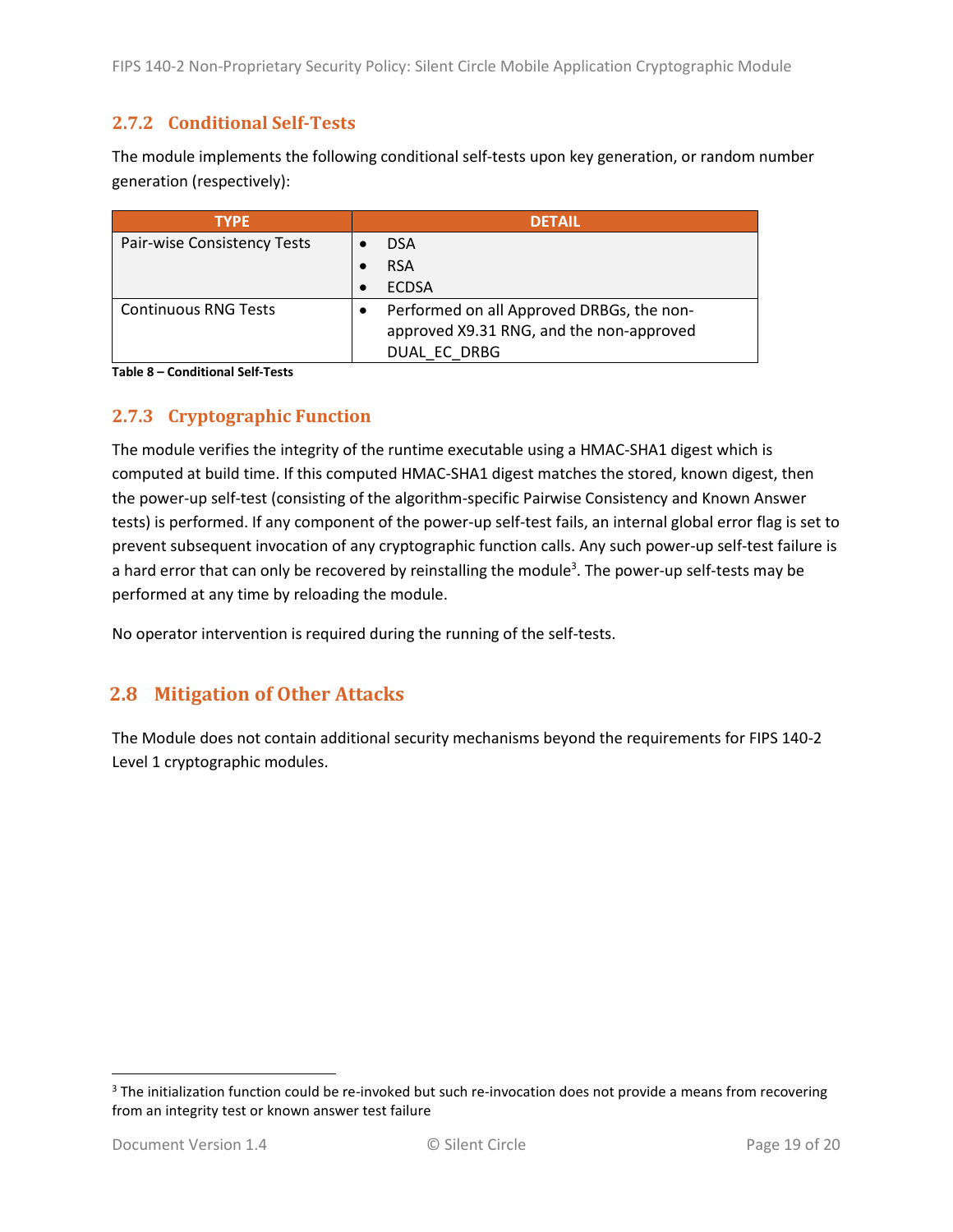### 2.7.2 Conditional Self-Tests

The module implements the following conditional self-tests upon key generation, or random number generation (respectively):

| TYPE | DETAIL |
|---|---|
| Pair-wise Consistency Tests | • DSA<br>• RSA<br>• ECDSA |
| Continuous RNG Tests | • Performed on all Approved DRBGs, the non-approved X9.31 RNG, and the non-approved DUAL_EC_DRBG |

**Table 8 – Conditional Self-Tests**

### 2.7.3 Cryptographic Function

The module verifies the integrity of the runtime executable using a HMAC-SHA1 digest which is computed at build time. If this computed HMAC-SHA1 digest matches the stored, known digest, then the power-up self-test (consisting of the algorithm-specific Pairwise Consistency and Known Answer tests) is performed. If any component of the power-up self-test fails, an internal global error flag is set to prevent subsequent invocation of any cryptographic function calls. Any such power-up self-test failure is a hard error that can only be recovered by reinstalling the module[3]. The power-up self-tests may be performed at any time by reloading the module.

No operator intervention is required during the running of the self-tests.

## 2.8 Mitigation of Other Attacks

The Module does not contain additional security mechanisms beyond the requirements for FIPS 140-2 Level 1 cryptographic modules.

[3] The initialization function could be re-invoked but such re-invocation does not provide a means from recovering from an integrity test or known answer test failure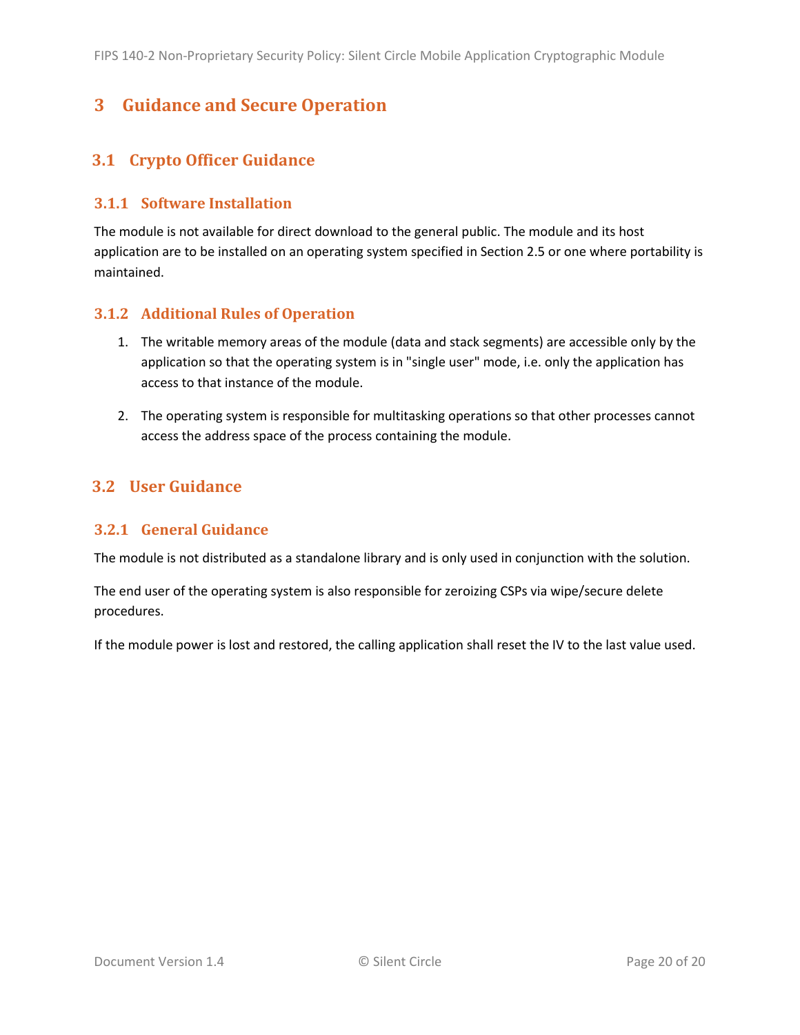# 3 Guidance and Secure Operation

## 3.1 Crypto Officer Guidance

### 3.1.1 Software Installation

The module is not available for direct download to the general public. The module and its host application are to be installed on an operating system specified in Section 2.5 or one where portability is maintained.

### 3.1.2 Additional Rules of Operation

1. The writable memory areas of the module (data and stack segments) are accessible only by the application so that the operating system is in "single user" mode, i.e. only the application has access to that instance of the module.

2. The operating system is responsible for multitasking operations so that other processes cannot access the address space of the process containing the module.

## 3.2 User Guidance

### 3.2.1 General Guidance

The module is not distributed as a standalone library and is only used in conjunction with the solution.

The end user of the operating system is also responsible for zeroizing CSPs via wipe/secure delete procedures.

If the module power is lost and restored, the calling application shall reset the IV to the last value used.